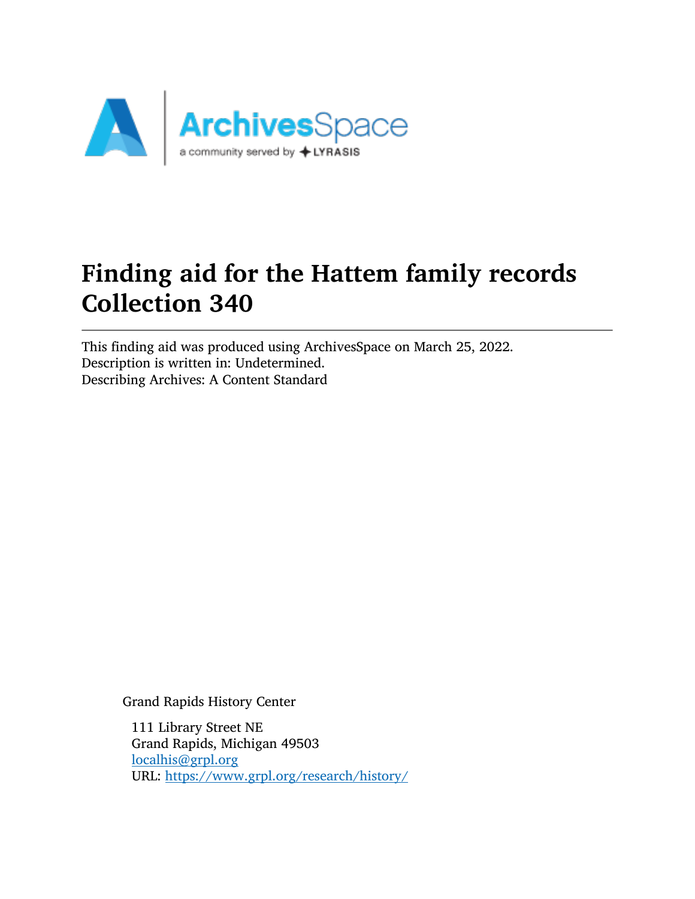# Finding aid for the Hattem family records Collection 340

This finding aid was produced using ArchivesSpace on March 25, 2022.
Description is written in: Undetermined.
Describing Archives: A Content Standard

Grand Rapids History Center

111 Library Street NE
Grand Rapids, Michigan 49503
localhis@grpl.org
URL: https://www.grpl.org/research/history/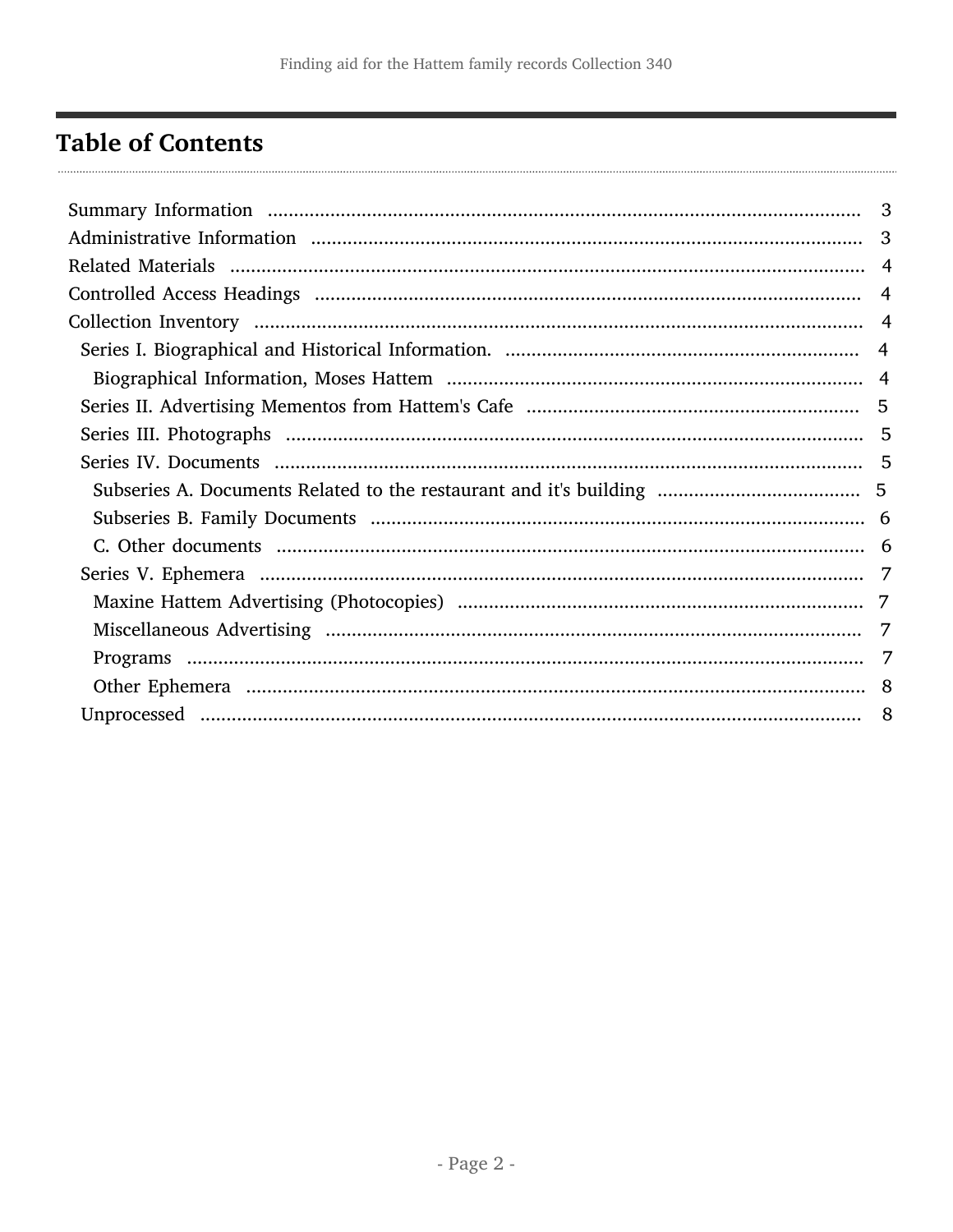## Table of Contents

- Summary Information ... 3
- Administrative Information ... 3
- Related Materials ... 4
- Controlled Access Headings ... 4
- Collection Inventory ... 4
  - Series I. Biographical and Historical Information. ... 4
    - Biographical Information, Moses Hattem ... 4
  - Series II. Advertising Mementos from Hattem's Cafe ... 5
  - Series III. Photographs ... 5
  - Series IV. Documents ... 5
    - Subseries A. Documents Related to the restaurant and it's building ... 5
    - Subseries B. Family Documents ... 6
    - C. Other documents ... 6
  - Series V. Ephemera ... 7
    - Maxine Hattem Advertising (Photocopies) ... 7
    - Miscellaneous Advertising ... 7
    - Programs ... 7
    - Other Ephemera ... 8
  - Unprocessed ... 8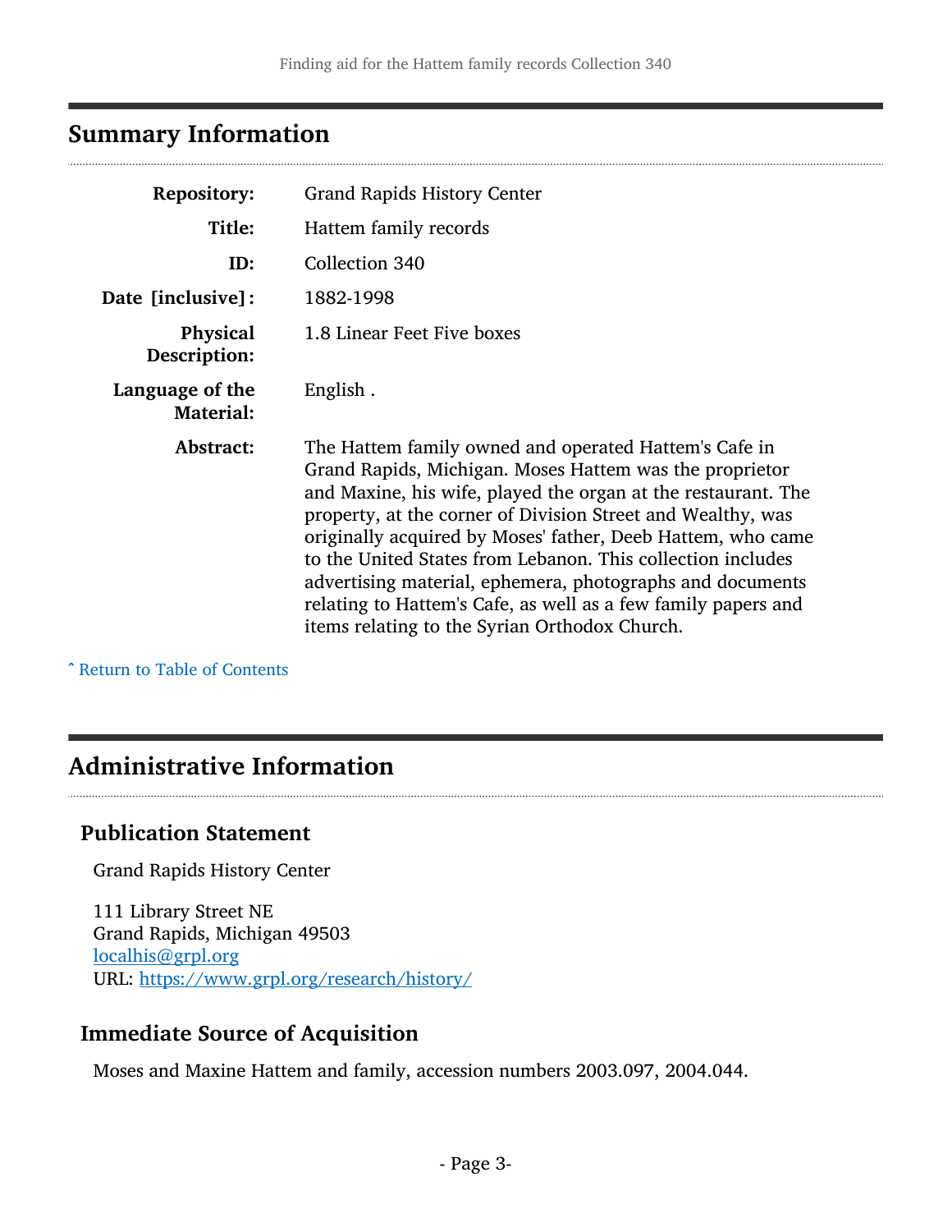## Summary Information

| | |
|---|---|
| **Repository:** | Grand Rapids History Center |
| **Title:** | Hattem family records |
| **ID:** | Collection 340 |
| **Date [inclusive]:** | 1882-1998 |
| **Physical Description:** | 1.8 Linear Feet Five boxes |
| **Language of the Material:** | English . |
| **Abstract:** | The Hattem family owned and operated Hattem's Cafe in Grand Rapids, Michigan. Moses Hattem was the proprietor and Maxine, his wife, played the organ at the restaurant. The property, at the corner of Division Street and Wealthy, was originally acquired by Moses' father, Deeb Hattem, who came to the United States from Lebanon. This collection includes advertising material, ephemera, photographs and documents relating to Hattem's Cafe, as well as a few family papers and items relating to the Syrian Orthodox Church. |

ˆ Return to Table of Contents

## Administrative Information

### Publication Statement

Grand Rapids History Center

111 Library Street NE
Grand Rapids, Michigan 49503
localhis@grpl.org
URL: https://www.grpl.org/research/history/

### Immediate Source of Acquisition

Moses and Maxine Hattem and family, accession numbers 2003.097, 2004.044.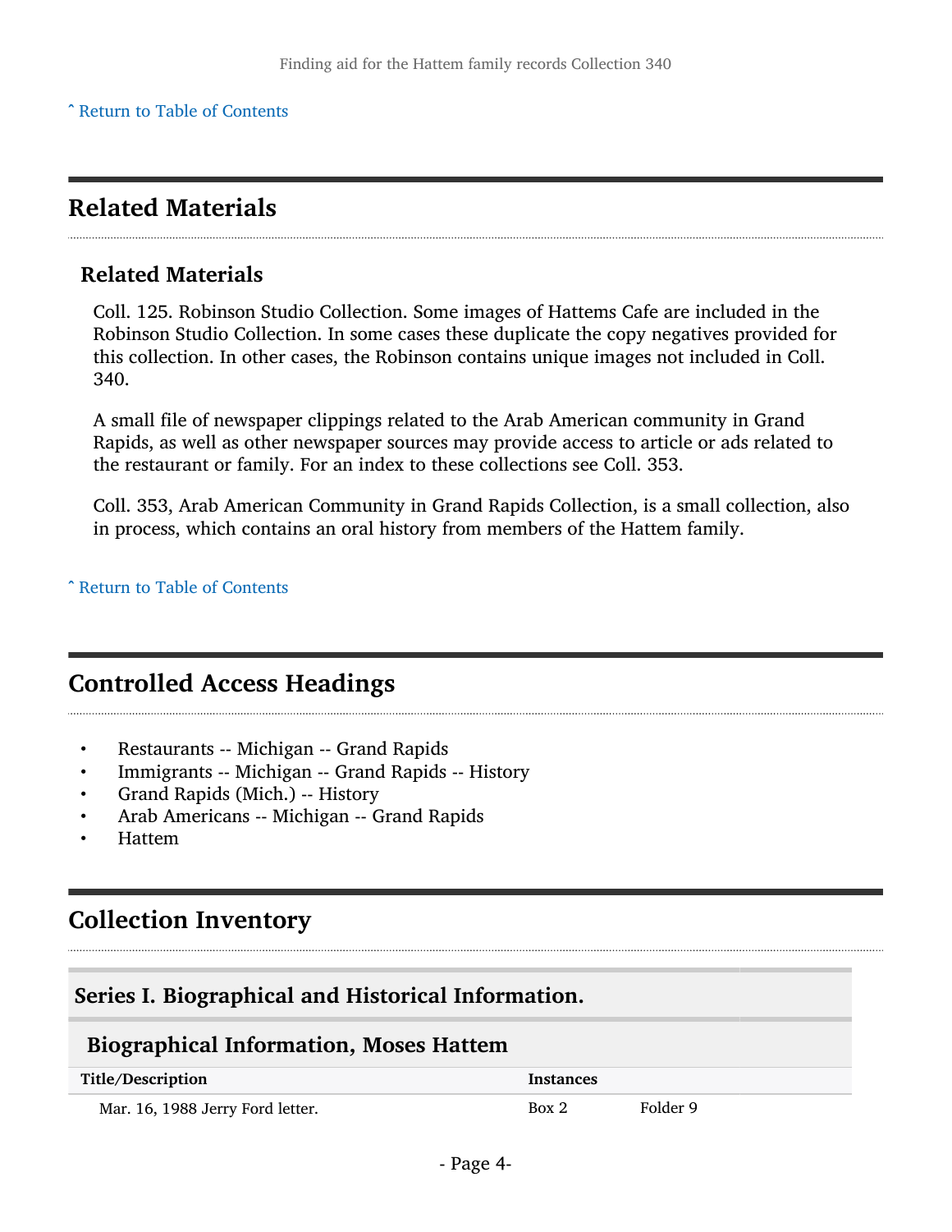## Related Materials

### Related Materials

Coll. 125. Robinson Studio Collection. Some images of Hattems Cafe are included in the Robinson Studio Collection. In some cases these duplicate the copy negatives provided for this collection. In other cases, the Robinson contains unique images not included in Coll. 340.

A small file of newspaper clippings related to the Arab American community in Grand Rapids, as well as other newspaper sources may provide access to article or ads related to the restaurant or family. For an index to these collections see Coll. 353.

Coll. 353, Arab American Community in Grand Rapids Collection, is a small collection, also in process, which contains an oral history from members of the Hattem family.

ˆ Return to Table of Contents

## Controlled Access Headings

- Restaurants -- Michigan -- Grand Rapids
- Immigrants -- Michigan -- Grand Rapids -- History
- Grand Rapids (Mich.) -- History
- Arab Americans -- Michigan -- Grand Rapids
- Hattem

## Collection Inventory

### Series I. Biographical and Historical Information.

#### Biographical Information, Moses Hattem

| Title/Description | Instances | |
|---|---|---|
| Mar. 16, 1988 Jerry Ford letter. | Box 2 | Folder 9 |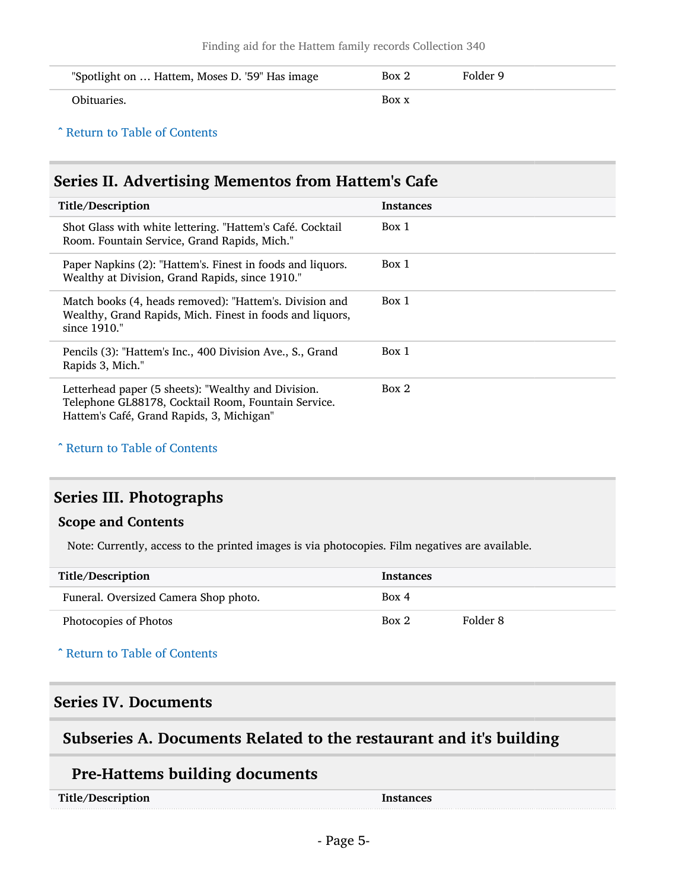| | | |
|---|---|---|
| "Spotlight on … Hattem, Moses D. '59" Has image | Box 2 | Folder 9 |
| Obituaries. | Box x | |

ˆ Return to Table of Contents

## Series II. Advertising Mementos from Hattem's Cafe

| Title/Description | Instances |
|---|---|
| Shot Glass with white lettering. "Hattem's Café. Cocktail Room. Fountain Service, Grand Rapids, Mich." | Box 1 |
| Paper Napkins (2): "Hattem's. Finest in foods and liquors. Wealthy at Division, Grand Rapids, since 1910." | Box 1 |
| Match books (4, heads removed): "Hattem's. Division and Wealthy, Grand Rapids, Mich. Finest in foods and liquors, since 1910." | Box 1 |
| Pencils (3): "Hattem's Inc., 400 Division Ave., S., Grand Rapids 3, Mich." | Box 1 |
| Letterhead paper (5 sheets): "Wealthy and Division. Telephone GL88178, Cocktail Room, Fountain Service. Hattem's Café, Grand Rapids, 3, Michigan" | Box 2 |

ˆ Return to Table of Contents

## Series III. Photographs

### Scope and Contents

Note: Currently, access to the printed images is via photocopies. Film negatives are available.

| Title/Description | Instances | |
|---|---|---|
| Funeral. Oversized Camera Shop photo. | Box 4 | |
| Photocopies of Photos | Box 2 | Folder 8 |

ˆ Return to Table of Contents

## Series IV. Documents

### Subseries A. Documents Related to the restaurant and it's building

#### Pre-Hattems building documents

| Title/Description | Instances |
|---|---|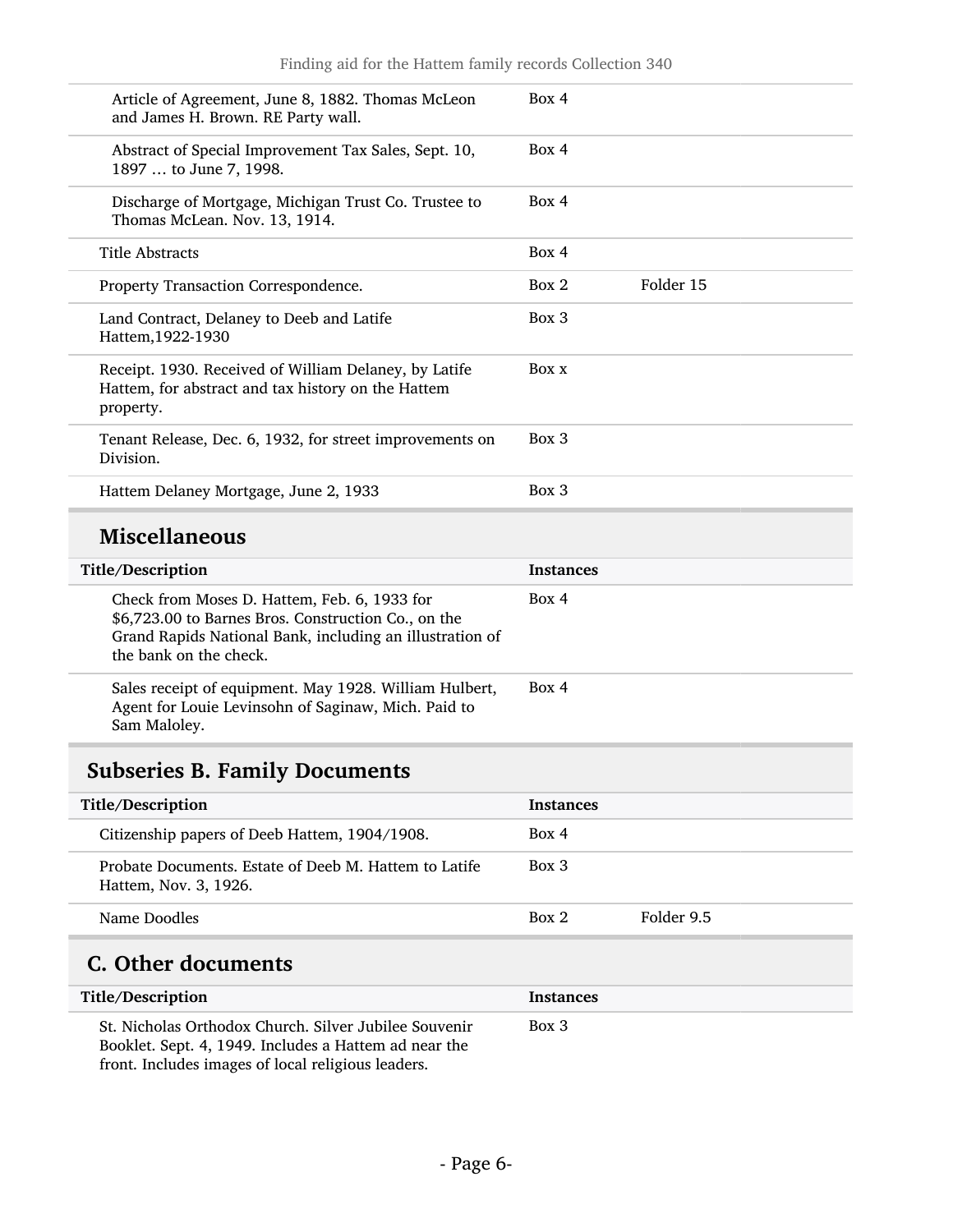| Title/Description | Instances | |
|---|---|---|
| Article of Agreement, June 8, 1882. Thomas McLeon and James H. Brown. RE Party wall. | Box 4 | |
| Abstract of Special Improvement Tax Sales, Sept. 10, 1897 … to June 7, 1998. | Box 4 | |
| Discharge of Mortgage, Michigan Trust Co. Trustee to Thomas McLean. Nov. 13, 1914. | Box 4 | |
| Title Abstracts | Box 4 | |
| Property Transaction Correspondence. | Box 2 | Folder 15 |
| Land Contract, Delaney to Deeb and Latife Hattem,1922-1930 | Box 3 | |
| Receipt. 1930. Received of William Delaney, by Latife Hattem, for abstract and tax history on the Hattem property. | Box x | |
| Tenant Release, Dec. 6, 1932, for street improvements on Division. | Box 3 | |
| Hattem Delaney Mortgage, June 2, 1933 | Box 3 | |

### Miscellaneous

| Title/Description | Instances |
|---|---|
| Check from Moses D. Hattem, Feb. 6, 1933 for $6,723.00 to Barnes Bros. Construction Co., on the Grand Rapids National Bank, including an illustration of the bank on the check. | Box 4 |
| Sales receipt of equipment. May 1928. William Hulbert, Agent for Louie Levinsohn of Saginaw, Mich. Paid to Sam Maloley. | Box 4 |

## Subseries B. Family Documents

| Title/Description | Instances | |
|---|---|---|
| Citizenship papers of Deeb Hattem, 1904/1908. | Box 4 | |
| Probate Documents. Estate of Deeb M. Hattem to Latife Hattem, Nov. 3, 1926. | Box 3 | |
| Name Doodles | Box 2 | Folder 9.5 |

## C. Other documents

| Title/Description | Instances |
|---|---|
| St. Nicholas Orthodox Church. Silver Jubilee Souvenir Booklet. Sept. 4, 1949. Includes a Hattem ad near the front. Includes images of local religious leaders. | Box 3 |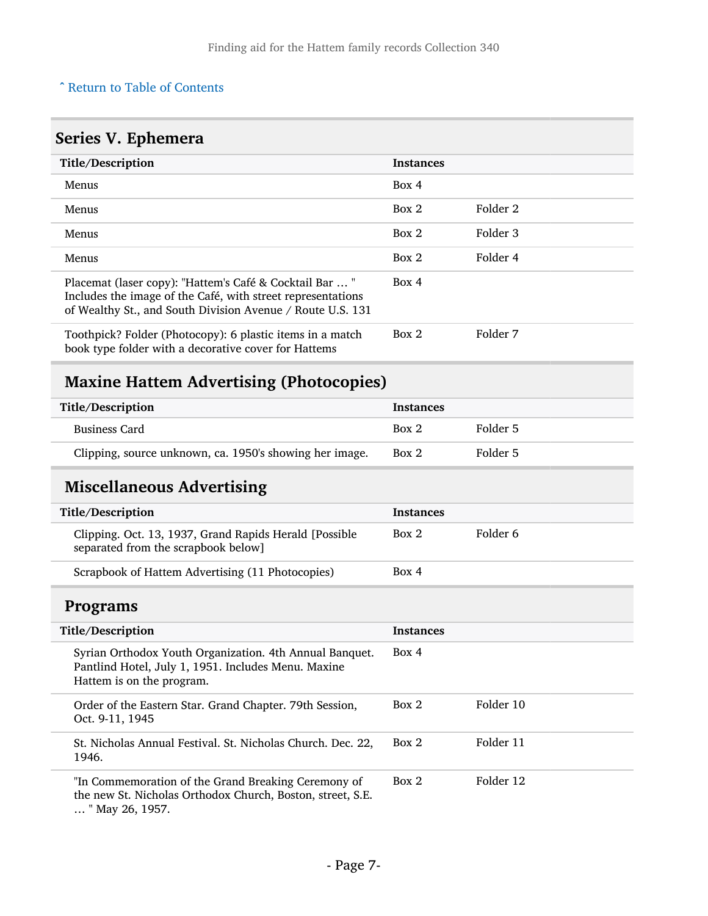ˆ Return to Table of Contents

## Series V. Ephemera

| Title/Description | Instances | |
|---|---|---|
| Menus | Box 4 | |
| Menus | Box 2 | Folder 2 |
| Menus | Box 2 | Folder 3 |
| Menus | Box 2 | Folder 4 |
| Placemat (laser copy): "Hattem's Café & Cocktail Bar … " Includes the image of the Café, with street representations of Wealthy St., and South Division Avenue / Route U.S. 131 | Box 4 | |
| Toothpick? Folder (Photocopy): 6 plastic items in a match book type folder with a decorative cover for Hattems | Box 2 | Folder 7 |

### Maxine Hattem Advertising (Photocopies)

| Title/Description | Instances | |
|---|---|---|
| Business Card | Box 2 | Folder 5 |
| Clipping, source unknown, ca. 1950's showing her image. | Box 2 | Folder 5 |

### Miscellaneous Advertising

| Title/Description | Instances | |
|---|---|---|
| Clipping. Oct. 13, 1937, Grand Rapids Herald [Possible separated from the scrapbook below] | Box 2 | Folder 6 |
| Scrapbook of Hattem Advertising (11 Photocopies) | Box 4 | |

### Programs

| Title/Description | Instances | |
|---|---|---|
| Syrian Orthodox Youth Organization. 4th Annual Banquet. Pantlind Hotel, July 1, 1951. Includes Menu. Maxine Hattem is on the program. | Box 4 | |
| Order of the Eastern Star. Grand Chapter. 79th Session, Oct. 9-11, 1945 | Box 2 | Folder 10 |
| St. Nicholas Annual Festival. St. Nicholas Church. Dec. 22, 1946. | Box 2 | Folder 11 |
| "In Commemoration of the Grand Breaking Ceremony of the new St. Nicholas Orthodox Church, Boston, street, S.E. … " May 26, 1957. | Box 2 | Folder 12 |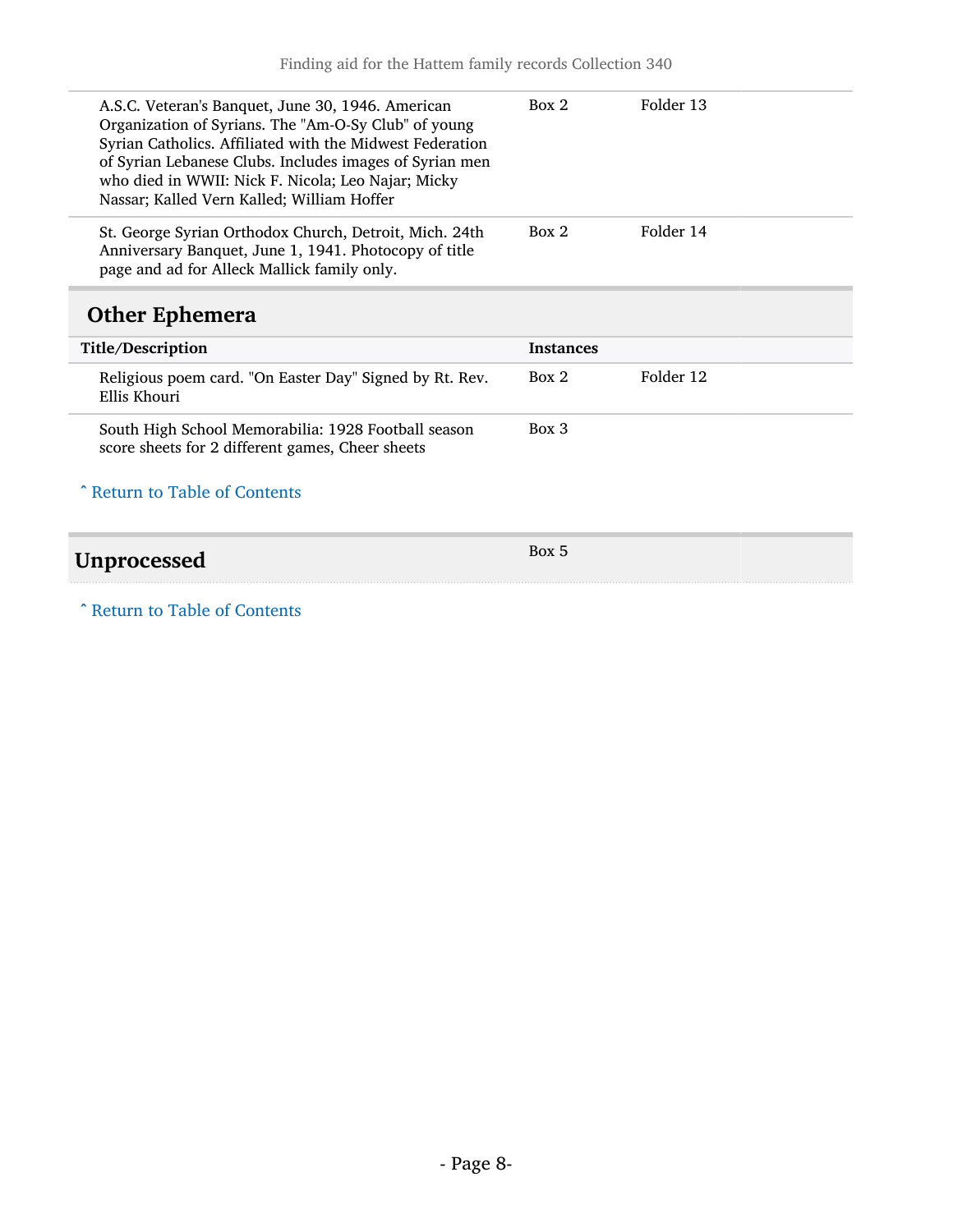| | | |
|---|---|---|
| A.S.C. Veteran's Banquet, June 30, 1946. American Organization of Syrians. The "Am-O-Sy Club" of young Syrian Catholics. Affiliated with the Midwest Federation of Syrian Lebanese Clubs. Includes images of Syrian men who died in WWII: Nick F. Nicola; Leo Najar; Micky Nassar; Kalled Vern Kalled; William Hoffer | Box 2 | Folder 13 |
| St. George Syrian Orthodox Church, Detroit, Mich. 24th Anniversary Banquet, June 1, 1941. Photocopy of title page and ad for Alleck Mallick family only. | Box 2 | Folder 14 |

## Other Ephemera

| Title/Description | Instances | |
|---|---|---|
| Religious poem card. "On Easter Day" Signed by Rt. Rev. Ellis Khouri | Box 2 | Folder 12 |
| South High School Memorabilia: 1928 Football season score sheets for 2 different games, Cheer sheets | Box 3 | |

ˆ Return to Table of Contents

## Unprocessed

Box 5

ˆ Return to Table of Contents